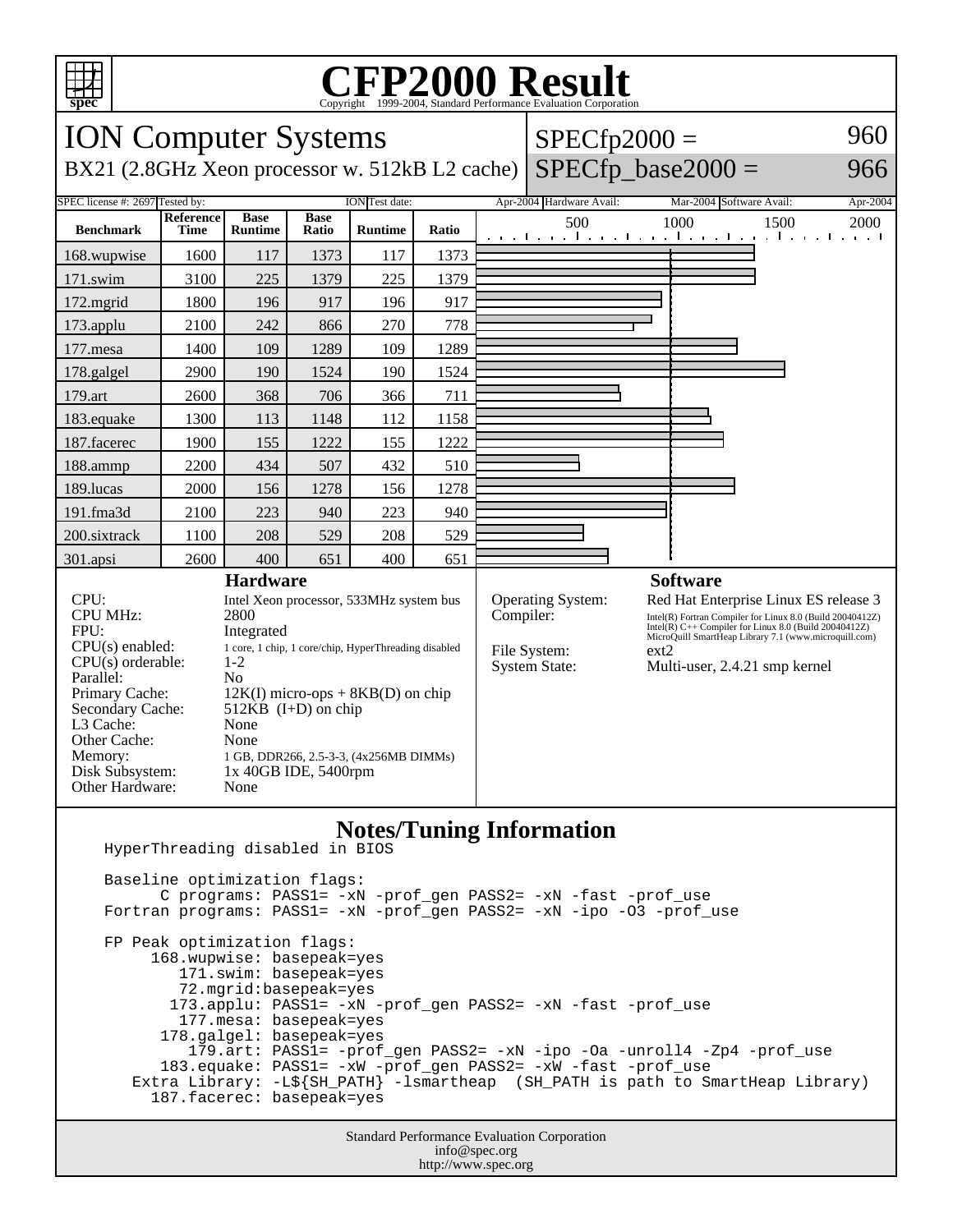# CFP2000 Result

Copyright 1999-2004, Standard Performance Evaluation Corporation

## ION Computer Systems

BX21 (2.8GHz Xeon processor w. 512kB L2 cache)

SPECfp2000 = 960

SPECfp_base2000 = 966

SPEC license #: 2697 Tested by: ION Test date: Apr-2004 Hardware Avail: Mar-2004 Software Avail: Apr-2004

| Benchmark | Reference Time | Base Runtime | Base Ratio | Runtime | Ratio |
|---|---|---|---|---|---|
| 168.wupwise | 1600 | 117 | 1373 | 117 | 1373 |
| 171.swim | 3100 | 225 | 1379 | 225 | 1379 |
| 172.mgrid | 1800 | 196 | 917 | 196 | 917 |
| 173.applu | 2100 | 242 | 866 | 270 | 778 |
| 177.mesa | 1400 | 109 | 1289 | 109 | 1289 |
| 178.galgel | 2900 | 190 | 1524 | 190 | 1524 |
| 179.art | 2600 | 368 | 706 | 366 | 711 |
| 183.equake | 1300 | 113 | 1148 | 112 | 1158 |
| 187.facerec | 1900 | 155 | 1222 | 155 | 1222 |
| 188.ammp | 2200 | 434 | 507 | 432 | 510 |
| 189.lucas | 2000 | 156 | 1278 | 156 | 1278 |
| 191.fma3d | 2100 | 223 | 940 | 223 | 940 |
| 200.sixtrack | 1100 | 208 | 529 | 208 | 529 |
| 301.apsi | 2600 | 400 | 651 | 400 | 651 |

### Hardware

| | |
|---|---|
| CPU: | Intel Xeon processor, 533MHz system bus |
| CPU MHz: | 2800 |
| FPU: | Integrated |
| CPU(s) enabled: | 1 core, 1 chip, 1 core/chip, HyperThreading disabled |
| CPU(s) orderable: | 1-2 |
| Parallel: | No |
| Primary Cache: | 12K(I) micro-ops + 8KB(D) on chip |
| Secondary Cache: | 512KB (I+D) on chip |
| L3 Cache: | None |
| Other Cache: | None |
| Memory: | 1 GB, DDR266, 2.5-3-3, (4x256MB DIMMs) |
| Disk Subsystem: | 1x 40GB IDE, 5400rpm |
| Other Hardware: | None |

### Software

| | |
|---|---|
| Operating System: | Red Hat Enterprise Linux ES release 3 |
| Compiler: | Intel(R) Fortran Compiler for Linux 8.0 (Build 20040412Z) Intel(R) C++ Compiler for Linux 8.0 (Build 20040412Z) MicroQuill SmartHeap Library 7.1 (www.microquill.com) |
| File System: | ext2 |
| System State: | Multi-user, 2.4.21 smp kernel |

### Notes/Tuning Information

```
HyperThreading disabled in BIOS

Baseline optimization flags:
      C programs: PASS1= -xN -prof_gen PASS2= -xN -fast -prof_use
Fortran programs: PASS1= -xN -prof_gen PASS2= -xN -ipo -O3 -prof_use

FP Peak optimization flags:
     168.wupwise: basepeak=yes
        171.swim: basepeak=yes
        72.mgrid:basepeak=yes
       173.applu: PASS1= -xN -prof_gen PASS2= -xN -fast -prof_use
        177.mesa: basepeak=yes
      178.galgel: basepeak=yes
         179.art: PASS1= -prof_gen PASS2= -xN -ipo -Oa -unroll4 -Zp4 -prof_use
      183.equake: PASS1= -xW -prof_gen PASS2= -xW -fast -prof_use
   Extra Library: -L${SH_PATH} -lsmartheap  (SH_PATH is path to SmartHeap Library)
     187.facerec: basepeak=yes
```

Standard Performance Evaluation Corporation
info@spec.org
http://www.spec.org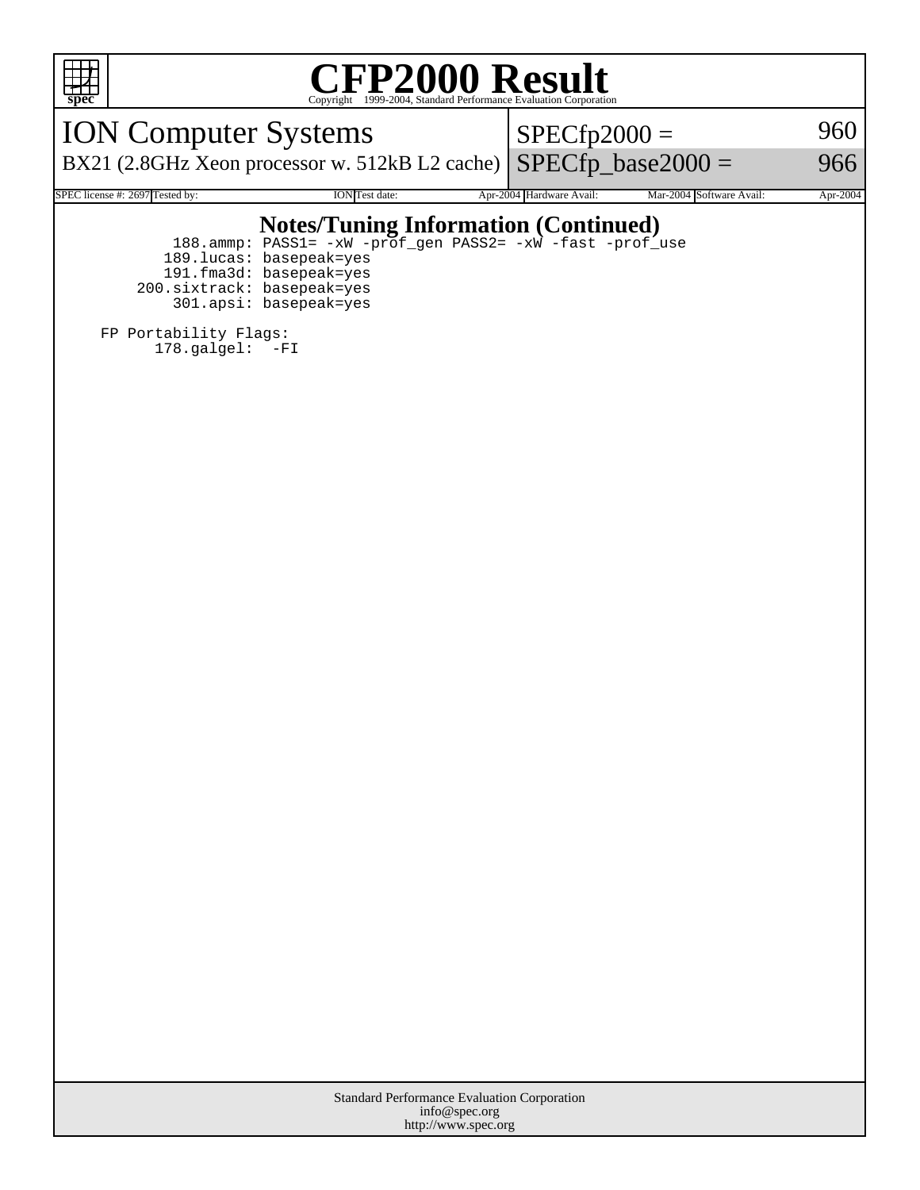# CFP2000 Result

Copyright 1999-2004, Standard Performance Evaluation Corporation

## ION Computer Systems

BX21 (2.8GHz Xeon processor w. 512kB L2 cache)

SPECfp2000 = 960

SPECfp_base2000 = 966

| SPEC license #: | 2697 | Tested by: | ION | Test date: | Apr-2004 | Hardware Avail: | Mar-2004 | Software Avail: | Apr-2004 |
|---|---|---|---|---|---|---|---|---|---|

### Notes/Tuning Information (Continued)

```
        188.ammp: PASS1= -xW -prof_gen PASS2= -xW -fast -prof_use
       189.lucas: basepeak=yes
       191.fma3d: basepeak=yes
    200.sixtrack: basepeak=yes
        301.apsi: basepeak=yes

   FP Portability Flags:
       178.galgel:  -FI
```

Standard Performance Evaluation Corporation
info@spec.org
http://www.spec.org